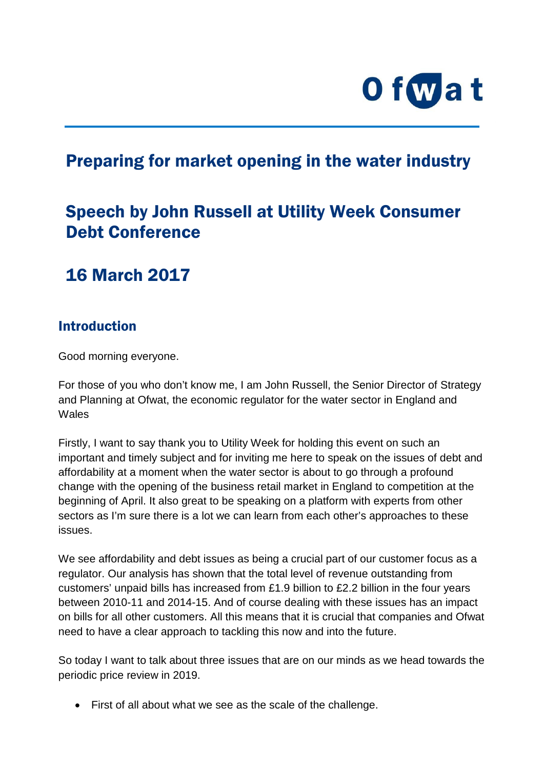# Preparing for market opening in the water industry

# Speech by John Russell at Utility Week Consumer Debt Conference

# 16 March 2017

## Introduction

Good morning everyone.

For those of you who don't know me, I am John Russell, the Senior Director of Strategy and Planning at Ofwat, the economic regulator for the water sector in England and Wales

Firstly, I want to say thank you to Utility Week for holding this event on such an important and timely subject and for inviting me here to speak on the issues of debt and affordability at a moment when the water sector is about to go through a profound change with the opening of the business retail market in England to competition at the beginning of April. It also great to be speaking on a platform with experts from other sectors as I'm sure there is a lot we can learn from each other's approaches to these issues.

We see affordability and debt issues as being a crucial part of our customer focus as a regulator. Our analysis has shown that the total level of revenue outstanding from customers' unpaid bills has increased from £1.9 billion to £2.2 billion in the four years between 2010-11 and 2014-15. And of course dealing with these issues has an impact on bills for all other customers. All this means that it is crucial that companies and Ofwat need to have a clear approach to tackling this now and into the future.

So today I want to talk about three issues that are on our minds as we head towards the periodic price review in 2019.

- First of all about what we see as the scale of the challenge.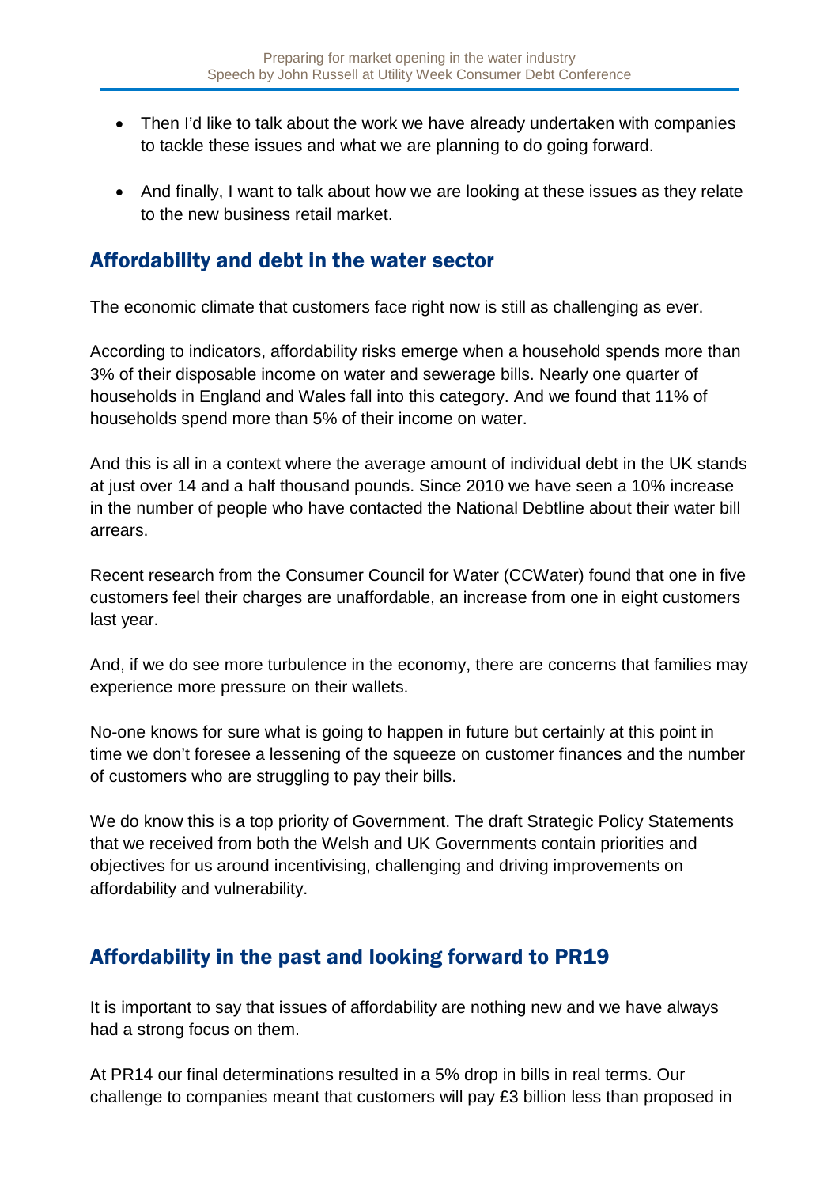- Then I'd like to talk about the work we have already undertaken with companies to tackle these issues and what we are planning to do going forward.

- And finally, I want to talk about how we are looking at these issues as they relate to the new business retail market.

## Affordability and debt in the water sector

The economic climate that customers face right now is still as challenging as ever.

According to indicators, affordability risks emerge when a household spends more than 3% of their disposable income on water and sewerage bills. Nearly one quarter of households in England and Wales fall into this category. And we found that 11% of households spend more than 5% of their income on water.

And this is all in a context where the average amount of individual debt in the UK stands at just over 14 and a half thousand pounds. Since 2010 we have seen a 10% increase in the number of people who have contacted the National Debtline about their water bill arrears.

Recent research from the Consumer Council for Water (CCWater) found that one in five customers feel their charges are unaffordable, an increase from one in eight customers last year.

And, if we do see more turbulence in the economy, there are concerns that families may experience more pressure on their wallets.

No-one knows for sure what is going to happen in future but certainly at this point in time we don't foresee a lessening of the squeeze on customer finances and the number of customers who are struggling to pay their bills.

We do know this is a top priority of Government. The draft Strategic Policy Statements that we received from both the Welsh and UK Governments contain priorities and objectives for us around incentivising, challenging and driving improvements on affordability and vulnerability.

## Affordability in the past and looking forward to PR19

It is important to say that issues of affordability are nothing new and we have always had a strong focus on them.

At PR14 our final determinations resulted in a 5% drop in bills in real terms. Our challenge to companies meant that customers will pay £3 billion less than proposed in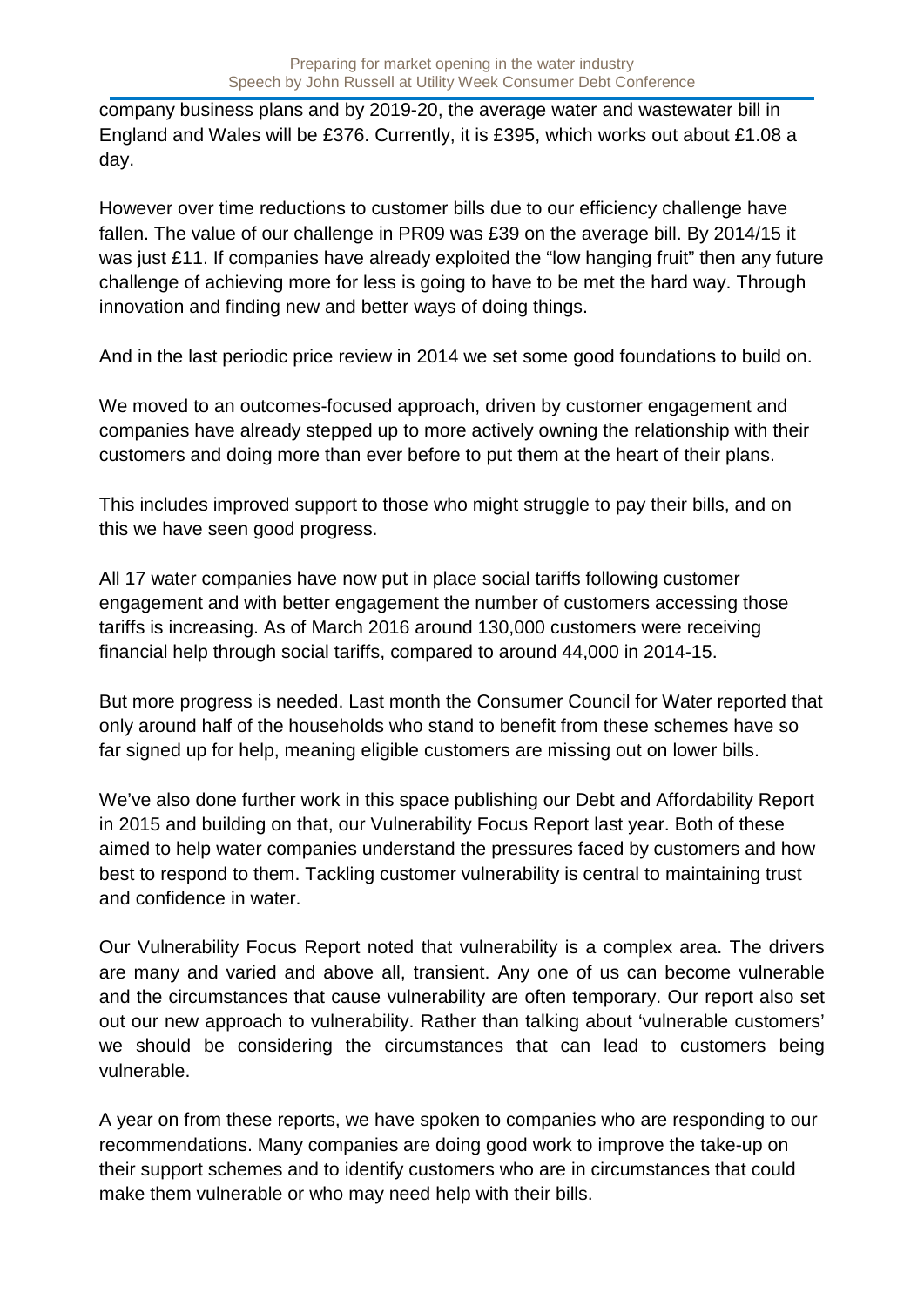company business plans and by 2019-20, the average water and wastewater bill in England and Wales will be £376. Currently, it is £395, which works out about £1.08 a day.

However over time reductions to customer bills due to our efficiency challenge have fallen. The value of our challenge in PR09 was £39 on the average bill. By 2014/15 it was just £11. If companies have already exploited the "low hanging fruit" then any future challenge of achieving more for less is going to have to be met the hard way. Through innovation and finding new and better ways of doing things.

And in the last periodic price review in 2014 we set some good foundations to build on.

We moved to an outcomes-focused approach, driven by customer engagement and companies have already stepped up to more actively owning the relationship with their customers and doing more than ever before to put them at the heart of their plans.

This includes improved support to those who might struggle to pay their bills, and on this we have seen good progress.

All 17 water companies have now put in place social tariffs following customer engagement and with better engagement the number of customers accessing those tariffs is increasing. As of March 2016 around 130,000 customers were receiving financial help through social tariffs, compared to around 44,000 in 2014-15.

But more progress is needed. Last month the Consumer Council for Water reported that only around half of the households who stand to benefit from these schemes have so far signed up for help, meaning eligible customers are missing out on lower bills.

We've also done further work in this space publishing our Debt and Affordability Report in 2015 and building on that, our Vulnerability Focus Report last year. Both of these aimed to help water companies understand the pressures faced by customers and how best to respond to them. Tackling customer vulnerability is central to maintaining trust and confidence in water.

Our Vulnerability Focus Report noted that vulnerability is a complex area. The drivers are many and varied and above all, transient. Any one of us can become vulnerable and the circumstances that cause vulnerability are often temporary. Our report also set out our new approach to vulnerability. Rather than talking about 'vulnerable customers' we should be considering the circumstances that can lead to customers being vulnerable.

A year on from these reports, we have spoken to companies who are responding to our recommendations. Many companies are doing good work to improve the take-up on their support schemes and to identify customers who are in circumstances that could make them vulnerable or who may need help with their bills.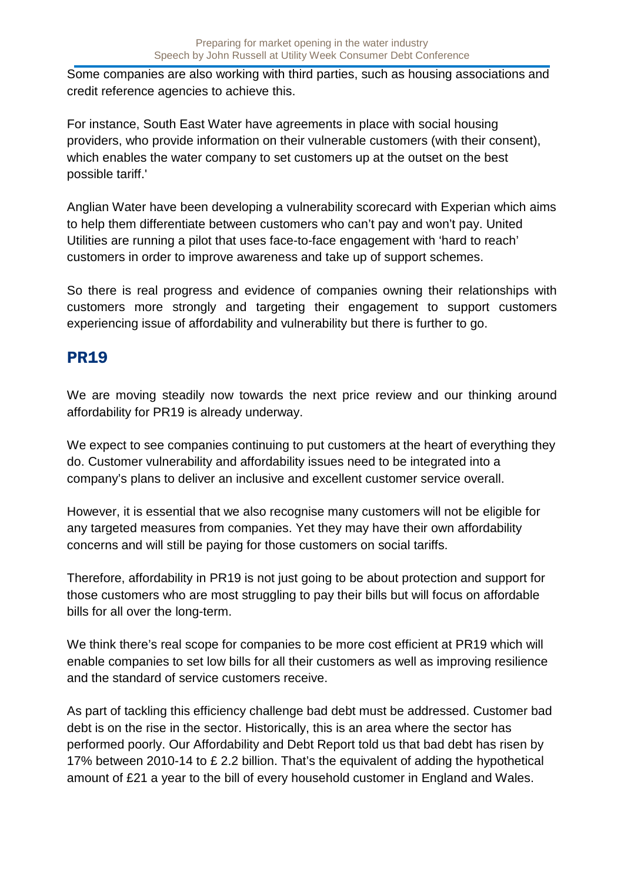Some companies are also working with third parties, such as housing associations and credit reference agencies to achieve this.

For instance, South East Water have agreements in place with social housing providers, who provide information on their vulnerable customers (with their consent), which enables the water company to set customers up at the outset on the best possible tariff.'

Anglian Water have been developing a vulnerability scorecard with Experian which aims to help them differentiate between customers who can't pay and won't pay. United Utilities are running a pilot that uses face-to-face engagement with 'hard to reach' customers in order to improve awareness and take up of support schemes.

So there is real progress and evidence of companies owning their relationships with customers more strongly and targeting their engagement to support customers experiencing issue of affordability and vulnerability but there is further to go.

## PR19

We are moving steadily now towards the next price review and our thinking around affordability for PR19 is already underway.

We expect to see companies continuing to put customers at the heart of everything they do. Customer vulnerability and affordability issues need to be integrated into a company's plans to deliver an inclusive and excellent customer service overall.

However, it is essential that we also recognise many customers will not be eligible for any targeted measures from companies. Yet they may have their own affordability concerns and will still be paying for those customers on social tariffs.

Therefore, affordability in PR19 is not just going to be about protection and support for those customers who are most struggling to pay their bills but will focus on affordable bills for all over the long-term.

We think there's real scope for companies to be more cost efficient at PR19 which will enable companies to set low bills for all their customers as well as improving resilience and the standard of service customers receive.

As part of tackling this efficiency challenge bad debt must be addressed. Customer bad debt is on the rise in the sector. Historically, this is an area where the sector has performed poorly. Our Affordability and Debt Report told us that bad debt has risen by 17% between 2010-14 to £ 2.2 billion. That's the equivalent of adding the hypothetical amount of £21 a year to the bill of every household customer in England and Wales.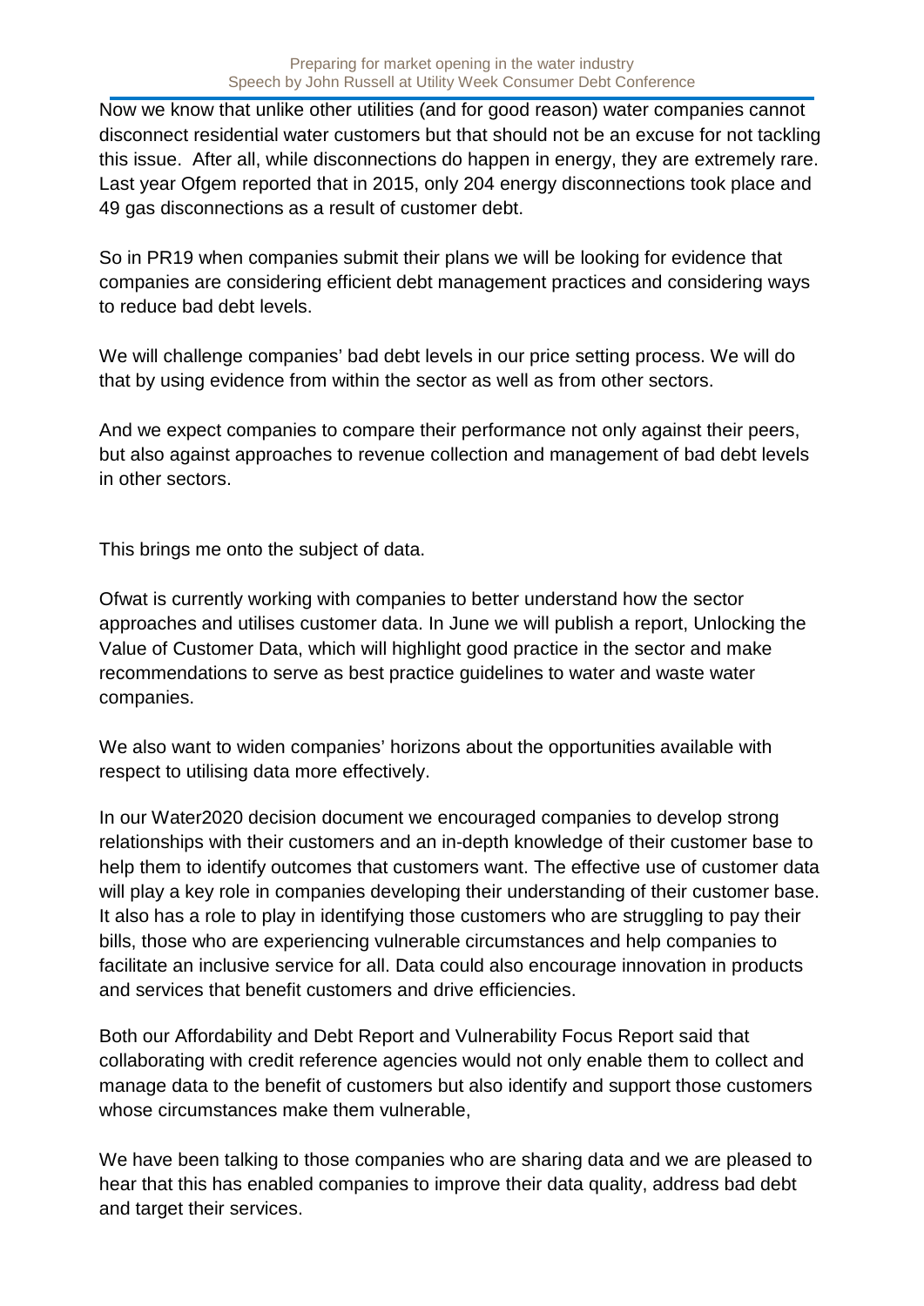Now we know that unlike other utilities (and for good reason) water companies cannot disconnect residential water customers but that should not be an excuse for not tackling this issue. After all, while disconnections do happen in energy, they are extremely rare. Last year Ofgem reported that in 2015, only 204 energy disconnections took place and 49 gas disconnections as a result of customer debt.

So in PR19 when companies submit their plans we will be looking for evidence that companies are considering efficient debt management practices and considering ways to reduce bad debt levels.

We will challenge companies' bad debt levels in our price setting process. We will do that by using evidence from within the sector as well as from other sectors.

And we expect companies to compare their performance not only against their peers, but also against approaches to revenue collection and management of bad debt levels in other sectors.

This brings me onto the subject of data.

Ofwat is currently working with companies to better understand how the sector approaches and utilises customer data. In June we will publish a report, Unlocking the Value of Customer Data, which will highlight good practice in the sector and make recommendations to serve as best practice guidelines to water and waste water companies.

We also want to widen companies' horizons about the opportunities available with respect to utilising data more effectively.

In our Water2020 decision document we encouraged companies to develop strong relationships with their customers and an in-depth knowledge of their customer base to help them to identify outcomes that customers want. The effective use of customer data will play a key role in companies developing their understanding of their customer base. It also has a role to play in identifying those customers who are struggling to pay their bills, those who are experiencing vulnerable circumstances and help companies to facilitate an inclusive service for all. Data could also encourage innovation in products and services that benefit customers and drive efficiencies.

Both our Affordability and Debt Report and Vulnerability Focus Report said that collaborating with credit reference agencies would not only enable them to collect and manage data to the benefit of customers but also identify and support those customers whose circumstances make them vulnerable,

We have been talking to those companies who are sharing data and we are pleased to hear that this has enabled companies to improve their data quality, address bad debt and target their services.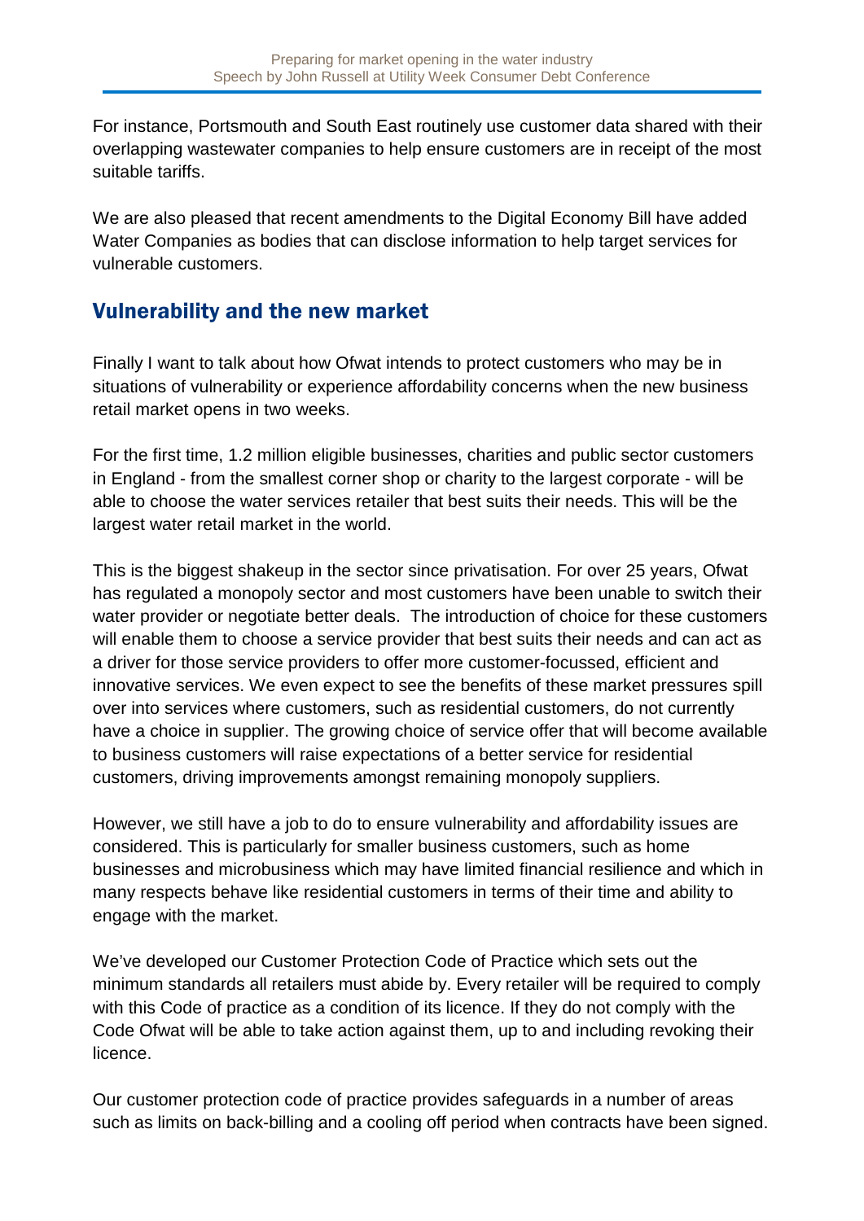For instance, Portsmouth and South East routinely use customer data shared with their overlapping wastewater companies to help ensure customers are in receipt of the most suitable tariffs.

We are also pleased that recent amendments to the Digital Economy Bill have added Water Companies as bodies that can disclose information to help target services for vulnerable customers.

## Vulnerability and the new market

Finally I want to talk about how Ofwat intends to protect customers who may be in situations of vulnerability or experience affordability concerns when the new business retail market opens in two weeks.

For the first time, 1.2 million eligible businesses, charities and public sector customers in England - from the smallest corner shop or charity to the largest corporate - will be able to choose the water services retailer that best suits their needs. This will be the largest water retail market in the world.

This is the biggest shakeup in the sector since privatisation. For over 25 years, Ofwat has regulated a monopoly sector and most customers have been unable to switch their water provider or negotiate better deals. The introduction of choice for these customers will enable them to choose a service provider that best suits their needs and can act as a driver for those service providers to offer more customer-focussed, efficient and innovative services. We even expect to see the benefits of these market pressures spill over into services where customers, such as residential customers, do not currently have a choice in supplier. The growing choice of service offer that will become available to business customers will raise expectations of a better service for residential customers, driving improvements amongst remaining monopoly suppliers.

However, we still have a job to do to ensure vulnerability and affordability issues are considered. This is particularly for smaller business customers, such as home businesses and microbusiness which may have limited financial resilience and which in many respects behave like residential customers in terms of their time and ability to engage with the market.

We've developed our Customer Protection Code of Practice which sets out the minimum standards all retailers must abide by. Every retailer will be required to comply with this Code of practice as a condition of its licence. If they do not comply with the Code Ofwat will be able to take action against them, up to and including revoking their licence.

Our customer protection code of practice provides safeguards in a number of areas such as limits on back-billing and a cooling off period when contracts have been signed.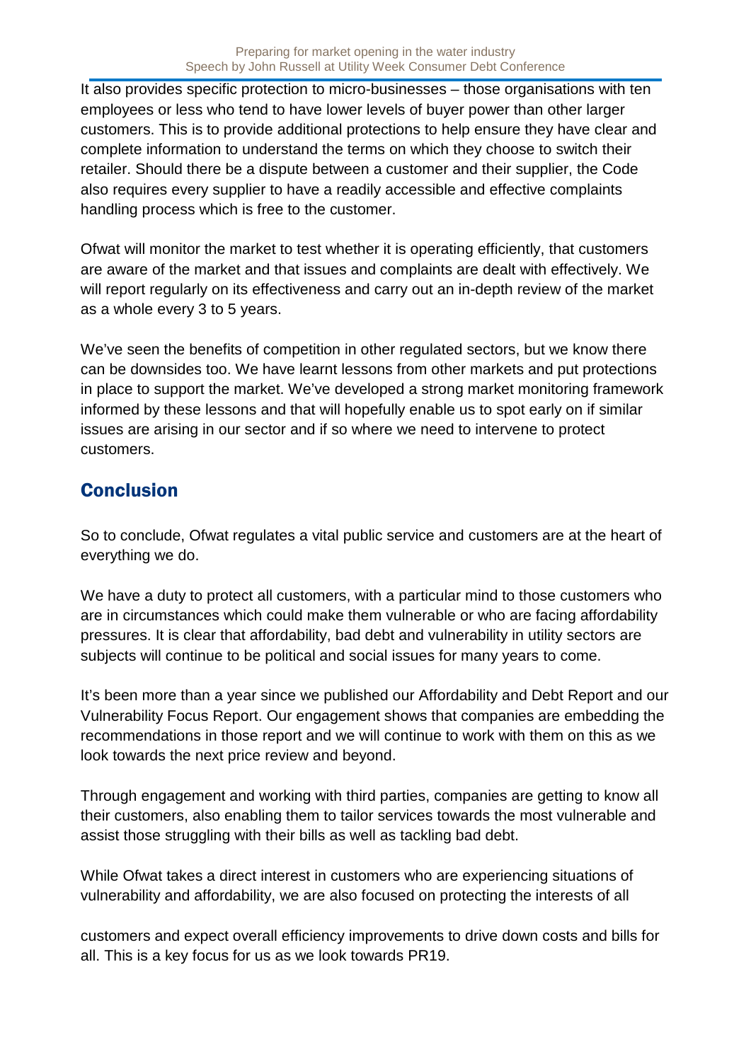It also provides specific protection to micro-businesses – those organisations with ten employees or less who tend to have lower levels of buyer power than other larger customers. This is to provide additional protections to help ensure they have clear and complete information to understand the terms on which they choose to switch their retailer. Should there be a dispute between a customer and their supplier, the Code also requires every supplier to have a readily accessible and effective complaints handling process which is free to the customer.

Ofwat will monitor the market to test whether it is operating efficiently, that customers are aware of the market and that issues and complaints are dealt with effectively. We will report regularly on its effectiveness and carry out an in-depth review of the market as a whole every 3 to 5 years.

We've seen the benefits of competition in other regulated sectors, but we know there can be downsides too. We have learnt lessons from other markets and put protections in place to support the market. We've developed a strong market monitoring framework informed by these lessons and that will hopefully enable us to spot early on if similar issues are arising in our sector and if so where we need to intervene to protect customers.

## Conclusion

So to conclude, Ofwat regulates a vital public service and customers are at the heart of everything we do.

We have a duty to protect all customers, with a particular mind to those customers who are in circumstances which could make them vulnerable or who are facing affordability pressures. It is clear that affordability, bad debt and vulnerability in utility sectors are subjects will continue to be political and social issues for many years to come.

It's been more than a year since we published our Affordability and Debt Report and our Vulnerability Focus Report. Our engagement shows that companies are embedding the recommendations in those report and we will continue to work with them on this as we look towards the next price review and beyond.

Through engagement and working with third parties, companies are getting to know all their customers, also enabling them to tailor services towards the most vulnerable and assist those struggling with their bills as well as tackling bad debt.

While Ofwat takes a direct interest in customers who are experiencing situations of vulnerability and affordability, we are also focused on protecting the interests of all

customers and expect overall efficiency improvements to drive down costs and bills for all. This is a key focus for us as we look towards PR19.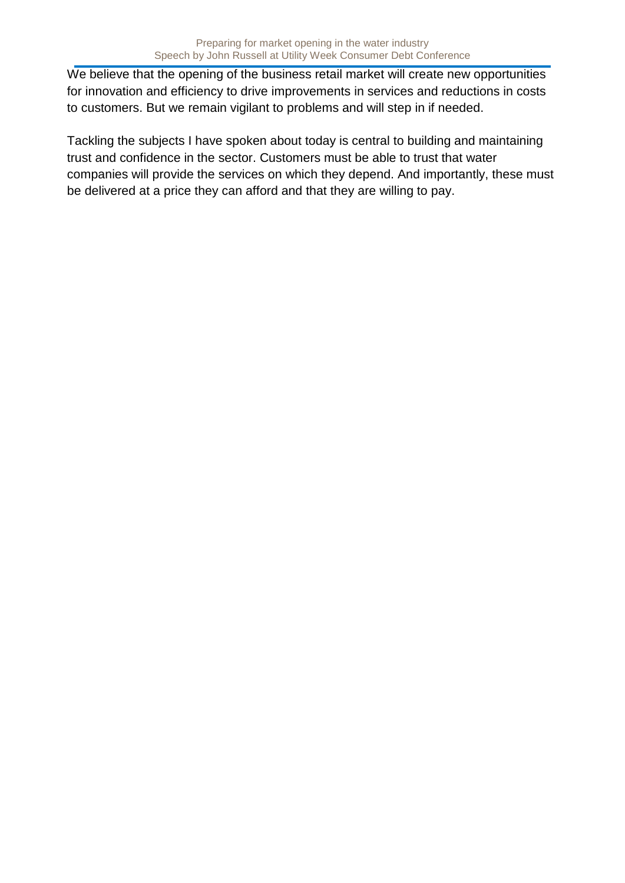We believe that the opening of the business retail market will create new opportunities for innovation and efficiency to drive improvements in services and reductions in costs to customers. But we remain vigilant to problems and will step in if needed.

Tackling the subjects I have spoken about today is central to building and maintaining trust and confidence in the sector. Customers must be able to trust that water companies will provide the services on which they depend. And importantly, these must be delivered at a price they can afford and that they are willing to pay.